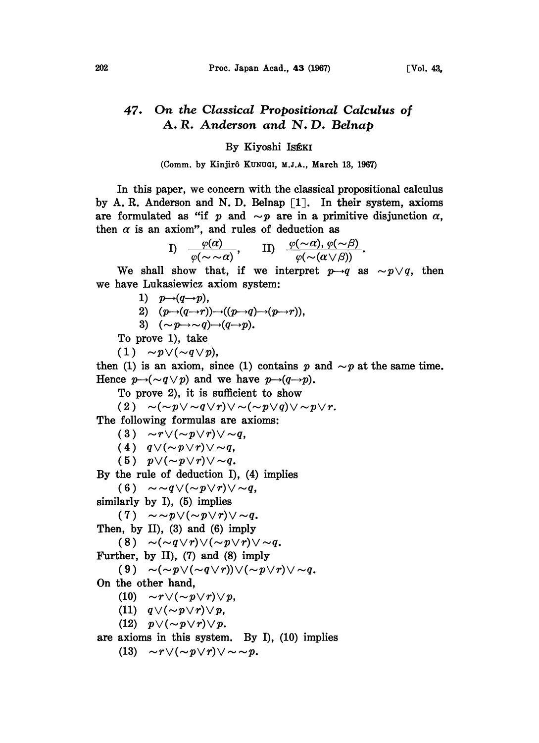# 47. On the Classical Propositional Calculus of A. R. Anderson and N. D. Belnap

By Kiyoshi ISÉKI

(Comm. by Kinjirô KUNUGI, M.J.A., March 13, 1967)

In this paper, we concern with the classical propositional calculus by A. R. Anderson and N. D. Belnap [1]. In their system, axioms are formulated as "if $p$ and $\sim p$ are in a primitive disjunction $\alpha$, then $\alpha$ is an axiom", and rules of deduction as

$$\text{I)}\quad \frac{\varphi(\alpha)}{\varphi(\sim\sim\alpha)},\qquad \text{II)}\quad \frac{\varphi(\sim\alpha),\ \varphi(\sim\beta)}{\varphi(\sim(\alpha\vee\beta))}.$$

We shall show that, if we interpret $p\rightarrow q$ as $\sim p\vee q$, then we have Lukasiewicz axiom system:

1) $p\rightarrow(q\rightarrow p)$,

2) $(p\rightarrow(q\rightarrow r))\rightarrow((p\rightarrow q)\rightarrow(p\rightarrow r))$,

3) $(\sim p\rightarrow\sim q)\rightarrow(q\rightarrow p)$.

To prove 1), take

(1) $\sim p\vee(\sim q\vee p)$,

then (1) is an axiom, since (1) contains $p$ and $\sim p$ at the same time. Hence $p\rightarrow(\sim q\vee p)$ and we have $p\rightarrow(q\rightarrow p)$.

To prove 2), it is sufficient to show

(2) $\sim(\sim p\vee\sim q\vee r)\vee\sim(\sim p\vee q)\vee\sim p\vee r$.

The following formulas are axioms:

(3) $\sim r\vee(\sim p\vee r)\vee\sim q$,

(4) $q\vee(\sim p\vee r)\vee\sim q$,

(5) $p\vee(\sim p\vee r)\vee\sim q$.

By the rule of deduction I), (4) implies

(6) $\sim\sim q\vee(\sim p\vee r)\vee\sim q$,

similarly by I), (5) implies

(7) $\sim\sim p\vee(\sim p\vee r)\vee\sim q$.

Then, by II), (3) and (6) imply

(8) $\sim(\sim q\vee r)\vee(\sim p\vee r)\vee\sim q$.

Further, by II), (7) and (8) imply

(9) $\sim(\sim p\vee(\sim q\vee r))\vee(\sim p\vee r)\vee\sim q$.

On the other hand,

(10) $\sim r\vee(\sim p\vee r)\vee p$,

(11) $q\vee(\sim p\vee r)\vee p$,

(12) $p\vee(\sim p\vee r)\vee p$.

are axioms in this system. By I), (10) implies

(13) $\sim r\vee(\sim p\vee r)\vee\sim\sim p$.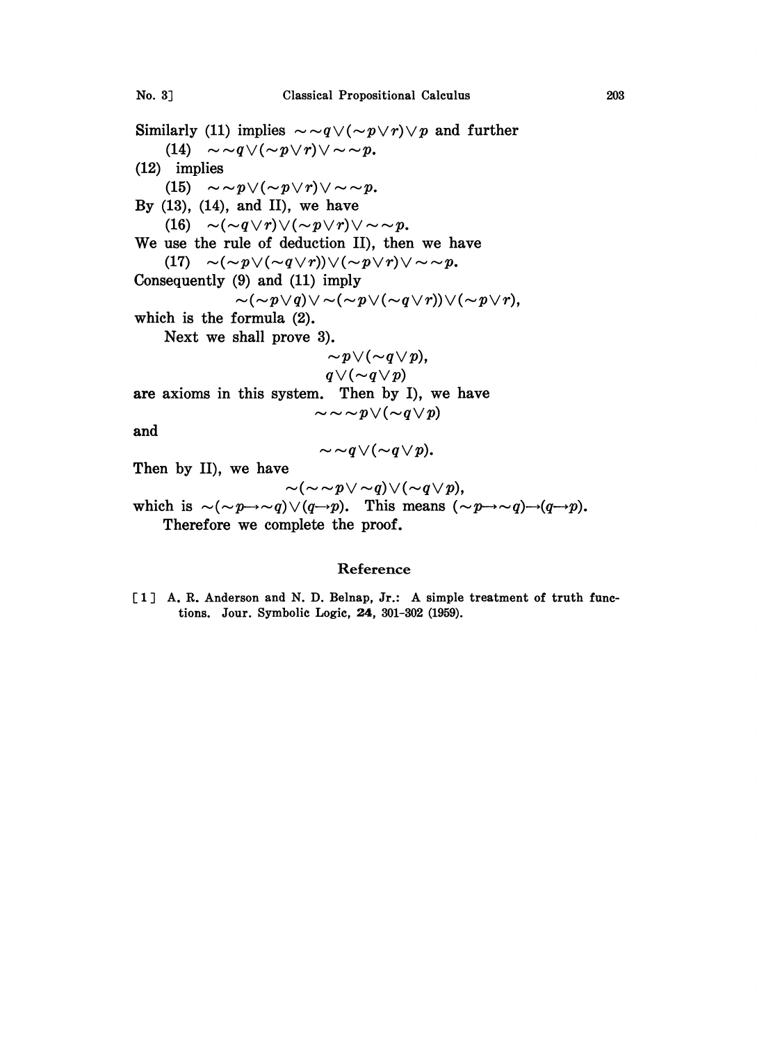Similarly (11) implies $\sim\sim q\vee(\sim p\vee r)\vee p$ and further

(14) $\sim\sim q\vee(\sim p\vee r)\vee\sim\sim p$.

(12) implies

(15) $\sim\sim p\vee(\sim p\vee r)\vee\sim\sim p$.

By (13), (14), and II), we have

(16) $\sim(\sim q\vee r)\vee(\sim p\vee r)\vee\sim\sim p$.

We use the rule of deduction II), then we have

(17) $\sim(\sim p\vee(\sim q\vee r))\vee(\sim p\vee r)\vee\sim\sim p$.

Consequently (9) and (11) imply

$$\sim(\sim p\vee q)\vee\sim(\sim p\vee(\sim q\vee r))\vee(\sim p\vee r),$$

which is the formula (2).

Next we shall prove 3).

$$\sim p\vee(\sim q\vee p),$$
$$q\vee(\sim q\vee p)$$

are axioms in this system. Then by I), we have

$$\sim\sim\sim p\vee(\sim q\vee p)$$

and

$$\sim\sim q\vee(\sim q\vee p).$$

Then by II), we have

$$\sim(\sim\sim p\vee\sim q)\vee(\sim q\vee p),$$

which is $\sim(\sim p\rightarrow\sim q)\vee(q\rightarrow p)$. This means $(\sim p\rightarrow\sim q)\rightarrow(q\rightarrow p)$.

Therefore we complete the proof.

## Reference

[1] A. R. Anderson and N. D. Belnap, Jr.: A simple treatment of truth functions. Jour. Symbolic Logic, **24**, 301-302 (1959).